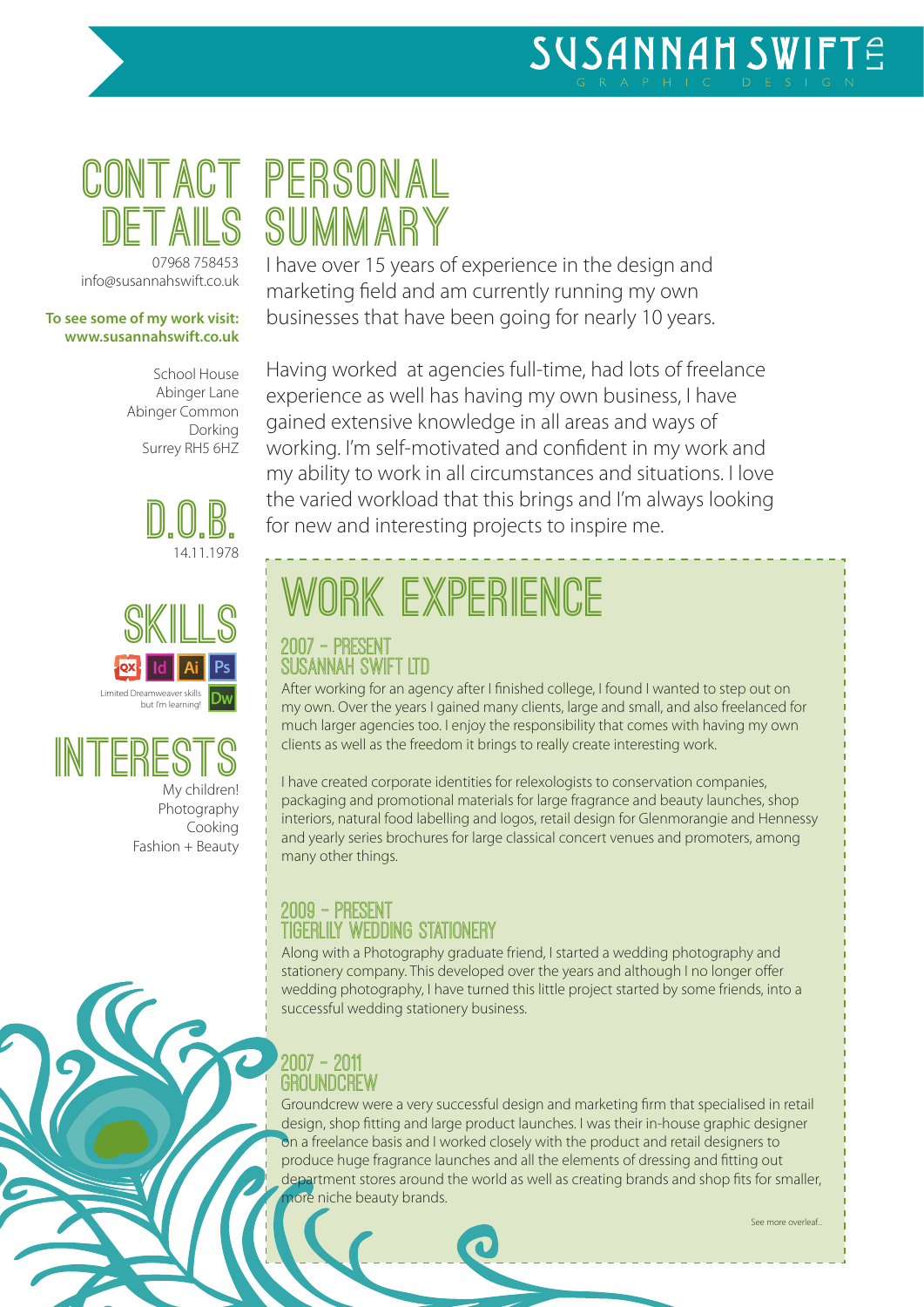# SUSANNAH SWIFT LTD

GRAPHIC DESIGN

## CONTACT DETAILS

07968 758453
info@susannahswift.co.uk

**To see some of my work visit:**
**www.susannahswift.co.uk**

School House
Abinger Lane
Abinger Common
Dorking
Surrey RH5 6HZ

## D.O.B.

14.11.1978

## SKILLS

QX Id Ai Ps

Limited Dreamweaver skills but I'm learning! Dw

## INTERESTS

My children!
Photography
Cooking
Fashion + Beauty

## PERSONAL SUMMARY

I have over 15 years of experience in the design and marketing field and am currently running my own businesses that have been going for nearly 10 years.

Having worked at agencies full-time, had lots of freelance experience as well has having my own business, I have gained extensive knowledge in all areas and ways of working. I'm self-motivated and confident in my work and my ability to work in all circumstances and situations. I love the varied workload that this brings and I'm always looking for new and interesting projects to inspire me.

## WORK EXPERIENCE

### 2007 - PRESENT
### SUSANNAH SWIFT LTD

After working for an agency after I finished college, I found I wanted to step out on my own. Over the years I gained many clients, large and small, and also freelanced for much larger agencies too. I enjoy the responsibility that comes with having my own clients as well as the freedom it brings to really create interesting work.

I have created corporate identities for relexologists to conservation companies, packaging and promotional materials for large fragrance and beauty launches, shop interiors, natural food labelling and logos, retail design for Glenmorangie and Hennessy and yearly series brochures for large classical concert venues and promoters, among many other things.

### 2009 - PRESENT
### TIGERLILY WEDDING STATIONERY

Along with a Photography graduate friend, I started a wedding photography and stationery company. This developed over the years and although I no longer offer wedding photography, I have turned this little project started by some friends, into a successful wedding stationery business.

### 2007 - 2011
### GROUNDCREW

Groundcrew were a very successful design and marketing firm that specialised in retail design, shop fitting and large product launches. I was their in-house graphic designer on a freelance basis and I worked closely with the product and retail designers to produce huge fragrance launches and all the elements of dressing and fitting out department stores around the world as well as creating brands and shop fits for smaller, more niche beauty brands.

See more overleaf...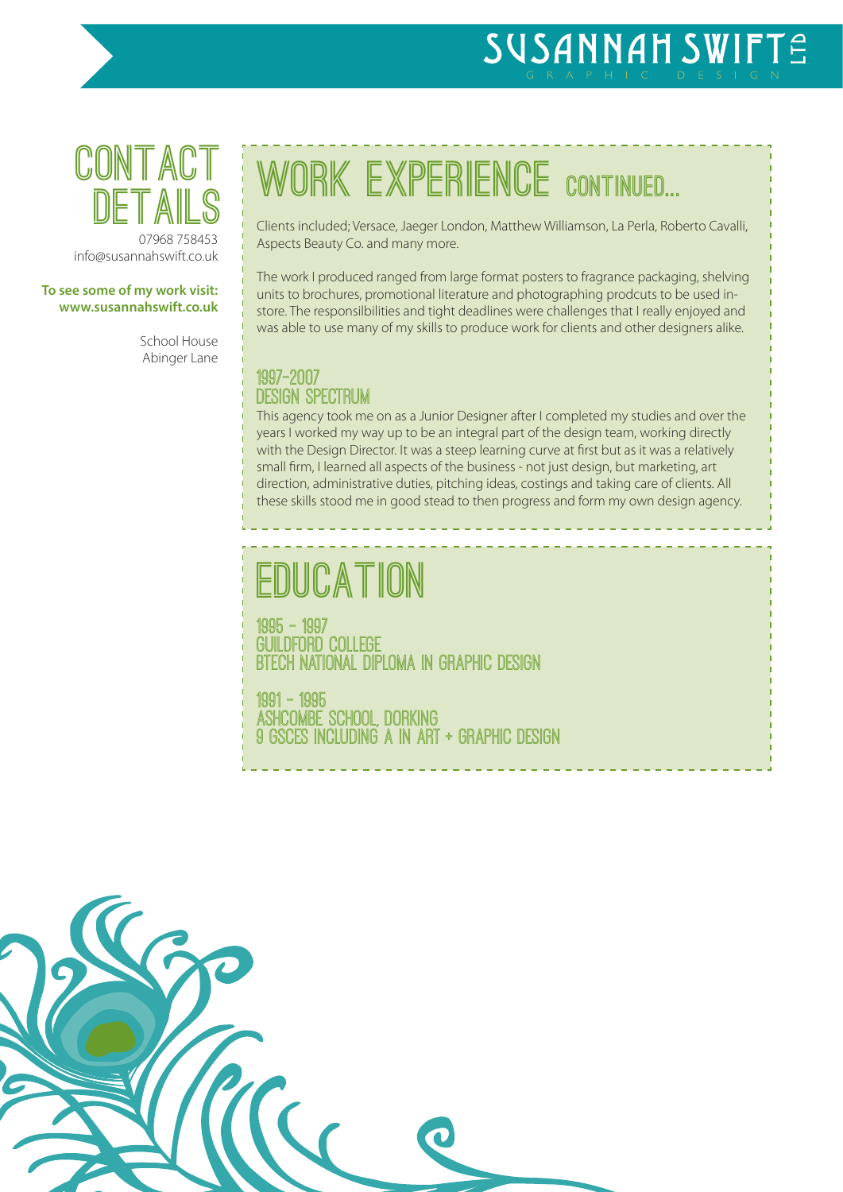# CONTACT DETAILS

07968 758453
info@susannahswift.co.uk

**To see some of my work visit: www.susannahswift.co.uk**

School House
Abinger Lane

# WORK EXPERIENCE CONTINUED...

Clients included; Versace, Jaeger London, Matthew Williamson, La Perla, Roberto Cavalli, Aspects Beauty Co. and many more.

The work I produced ranged from large format posters to fragrance packaging, shelving units to brochures, promotional literature and photographing prodcuts to be used in-store. The responsilbilities and tight deadlines were challenges that I really enjoyed and was able to use many of my skills to produce work for clients and other designers alike.

### 1997-2007
### DESIGN SPECTRUM

This agency took me on as a Junior Designer after I completed my studies and over the years I worked my way up to be an integral part of the design team, working directly with the Design Director. It was a steep learning curve at first but as it was a relatively small firm, I learned all aspects of the business - not just design, but marketing, art direction, administrative duties, pitching ideas, costings and taking care of clients. All these skills stood me in good stead to then progress and form my own design agency.

# EDUCATION

### 1995 - 1997
### GUILDFORD COLLEGE
### BTECH NATIONAL DIPLOMA IN GRAPHIC DESIGN

### 1991 - 1995
### ASHCOMBE SCHOOL, DORKING
### 9 GSCES INCLUDING A IN ART + GRAPHIC DESIGN